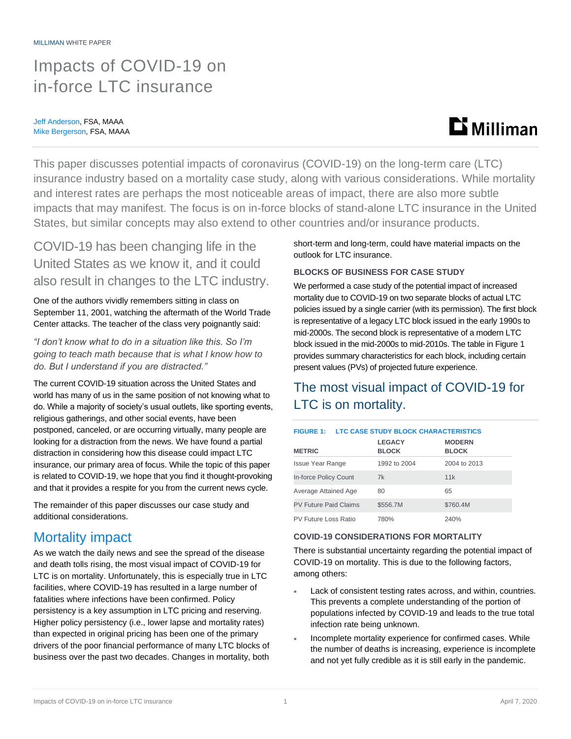MILLIMAN WHITE PAPER

# Impacts of COVID-19 on in-force LTC insurance

Jeff Anderson, FSA, MAAA
Mike Bergerson, FSA, MAAA

This paper discusses potential impacts of coronavirus (COVID-19) on the long-term care (LTC) insurance industry based on a mortality case study, along with various considerations. While mortality and interest rates are perhaps the most noticeable areas of impact, there are also more subtle impacts that may manifest. The focus is on in-force blocks of stand-alone LTC insurance in the United States, but similar concepts may also extend to other countries and/or insurance products.

## COVID-19 has been changing life in the United States as we know it, and it could also result in changes to the LTC industry.

One of the authors vividly remembers sitting in class on September 11, 2001, watching the aftermath of the World Trade Center attacks. The teacher of the class very poignantly said:

*"I don't know what to do in a situation like this. So I'm going to teach math because that is what I know how to do. But I understand if you are distracted."*

The current COVID-19 situation across the United States and world has many of us in the same position of not knowing what to do. While a majority of society's usual outlets, like sporting events, religious gatherings, and other social events, have been postponed, canceled, or are occurring virtually, many people are looking for a distraction from the news. We have found a partial distraction in considering how this disease could impact LTC insurance, our primary area of focus. While the topic of this paper is related to COVID-19, we hope that you find it thought-provoking and that it provides a respite for you from the current news cycle.

The remainder of this paper discusses our case study and additional considerations.

## Mortality impact

As we watch the daily news and see the spread of the disease and death tolls rising, the most visual impact of COVID-19 for LTC is on mortality. Unfortunately, this is especially true in LTC facilities, where COVID-19 has resulted in a large number of fatalities where infections have been confirmed. Policy persistency is a key assumption in LTC pricing and reserving. Higher policy persistency (i.e., lower lapse and mortality rates) than expected in original pricing has been one of the primary drivers of the poor financial performance of many LTC blocks of business over the past two decades. Changes in mortality, both short-term and long-term, could have material impacts on the outlook for LTC insurance.

### BLOCKS OF BUSINESS FOR CASE STUDY

We performed a case study of the potential impact of increased mortality due to COVID-19 on two separate blocks of actual LTC policies issued by a single carrier (with its permission). The first block is representative of a legacy LTC block issued in the early 1990s to mid-2000s. The second block is representative of a modern LTC block issued in the mid-2000s to mid-2010s. The table in Figure 1 provides summary characteristics for each block, including certain present values (PVs) of projected future experience.

## The most visual impact of COVID-19 for LTC is on mortality.

**FIGURE 1: LTC CASE STUDY BLOCK CHARACTERISTICS**

| METRIC | LEGACY BLOCK | MODERN BLOCK |
|---|---|---|
| Issue Year Range | 1992 to 2004 | 2004 to 2013 |
| In-force Policy Count | 7k | 11k |
| Average Attained Age | 80 | 65 |
| PV Future Paid Claims | $556.7M | $760.4M |
| PV Future Loss Ratio | 780% | 240% |

### COVID-19 CONSIDERATIONS FOR MORTALITY

There is substantial uncertainty regarding the potential impact of COVID-19 on mortality. This is due to the following factors, among others:

- Lack of consistent testing rates across, and within, countries. This prevents a complete understanding of the portion of populations infected by COVID-19 and leads to the true total infection rate being unknown.
- Incomplete mortality experience for confirmed cases. While the number of deaths is increasing, experience is incomplete and not yet fully credible as it is still early in the pandemic.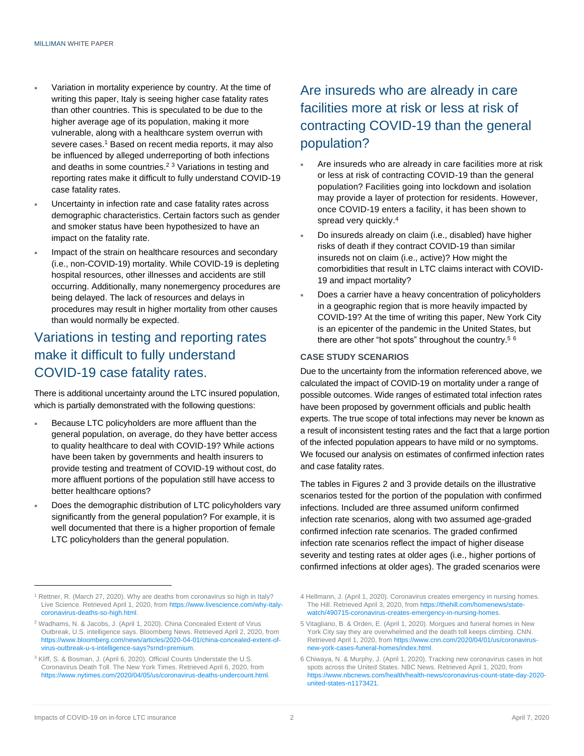- Variation in mortality experience by country. At the time of writing this paper, Italy is seeing higher case fatality rates than other countries. This is speculated to be due to the higher average age of its population, making it more vulnerable, along with a healthcare system overrun with severe cases.[1] Based on recent media reports, it may also be influenced by alleged underreporting of both infections and deaths in some countries.[2] [3] Variations in testing and reporting rates make it difficult to fully understand COVID-19 case fatality rates.
- Uncertainty in infection rate and case fatality rates across demographic characteristics. Certain factors such as gender and smoker status have been hypothesized to have an impact on the fatality rate.
- Impact of the strain on healthcare resources and secondary (i.e., non-COVID-19) mortality. While COVID-19 is depleting hospital resources, other illnesses and accidents are still occurring. Additionally, many nonemergency procedures are being delayed. The lack of resources and delays in procedures may result in higher mortality from other causes than would normally be expected.

## Variations in testing and reporting rates make it difficult to fully understand COVID-19 case fatality rates.

There is additional uncertainty around the LTC insured population, which is partially demonstrated with the following questions:

- Because LTC policyholders are more affluent than the general population, on average, do they have better access to quality healthcare to deal with COVID-19? While actions have been taken by governments and health insurers to provide testing and treatment of COVID-19 without cost, do more affluent portions of the population still have access to better healthcare options?
- Does the demographic distribution of LTC policyholders vary significantly from the general population? For example, it is well documented that there is a higher proportion of female LTC policyholders than the general population.

## Are insureds who are already in care facilities more at risk or less at risk of contracting COVID-19 than the general population?

- Are insureds who are already in care facilities more at risk or less at risk of contracting COVID-19 than the general population? Facilities going into lockdown and isolation may provide a layer of protection for residents. However, once COVID-19 enters a facility, it has been shown to spread very quickly.[4]
- Do insureds already on claim (i.e., disabled) have higher risks of death if they contract COVID-19 than similar insureds not on claim (i.e., active)? How might the comorbidities that result in LTC claims interact with COVID-19 and impact mortality?
- Does a carrier have a heavy concentration of policyholders in a geographic region that is more heavily impacted by COVID-19? At the time of writing this paper, New York City is an epicenter of the pandemic in the United States, but there are other "hot spots" throughout the country.[5] [6]

### CASE STUDY SCENARIOS

Due to the uncertainty from the information referenced above, we calculated the impact of COVID-19 on mortality under a range of possible outcomes. Wide ranges of estimated total infection rates have been proposed by government officials and public health experts. The true scope of total infections may never be known as a result of inconsistent testing rates and the fact that a large portion of the infected population appears to have mild or no symptoms. We focused our analysis on estimates of confirmed infection rates and case fatality rates.

The tables in Figures 2 and 3 provide details on the illustrative scenarios tested for the portion of the population with confirmed infections. Included are three assumed uniform confirmed infection rate scenarios, along with two assumed age-graded confirmed infection rate scenarios. The graded confirmed infection rate scenarios reflect the impact of higher disease severity and testing rates at older ages (i.e., higher portions of confirmed infections at older ages). The graded scenarios were

---

[1] Rettner, R. (March 27, 2020). Why are deaths from coronavirus so high in Italy? Live Science. Retrieved April 1, 2020, from https://www.livescience.com/why-italy-coronavirus-deaths-so-high.html.

[2] Wadhams, N. & Jacobs, J. (April 1, 2020). China Concealed Extent of Virus Outbreak, U.S. intelligence says. Bloomberg News. Retrieved April 2, 2020, from https://www.bloomberg.com/news/articles/2020-04-01/china-concealed-extent-of-virus-outbreak-u-s-intelligence-says?srnd=premium.

[3] Kliff, S. & Bosman, J. (April 6, 2020). Official Counts Understate the U.S. Coronavirus Death Toll. The New York Times. Retrieved April 6, 2020, from https://www.nytimes.com/2020/04/05/us/coronavirus-deaths-undercount.html.

[4] Hellmann, J. (April 1, 2020). Coronavirus creates emergency in nursing homes. The Hill. Retrieved April 3, 2020, from https://thehill.com/homenews/state-watch/490715-coronavirus-creates-emergency-in-nursing-homes.

[5] Vitagliano, B. & Orden, E. (April 1, 2020). Morgues and funeral homes in New York City say they are overwhelmed and the death toll keeps climbing. CNN. Retrieved April 1, 2020, from https://www.cnn.com/2020/04/01/us/coronavirus-new-york-cases-funeral-homes/index.html.

[6] Chiwaya, N. & Murphy, J. (April 1, 2020). Tracking new coronavirus cases in hot spots across the United States. NBC News. Retrieved April 1, 2020, from https://www.nbcnews.com/health/health-news/coronavirus-count-state-day-2020-united-states-n1173421.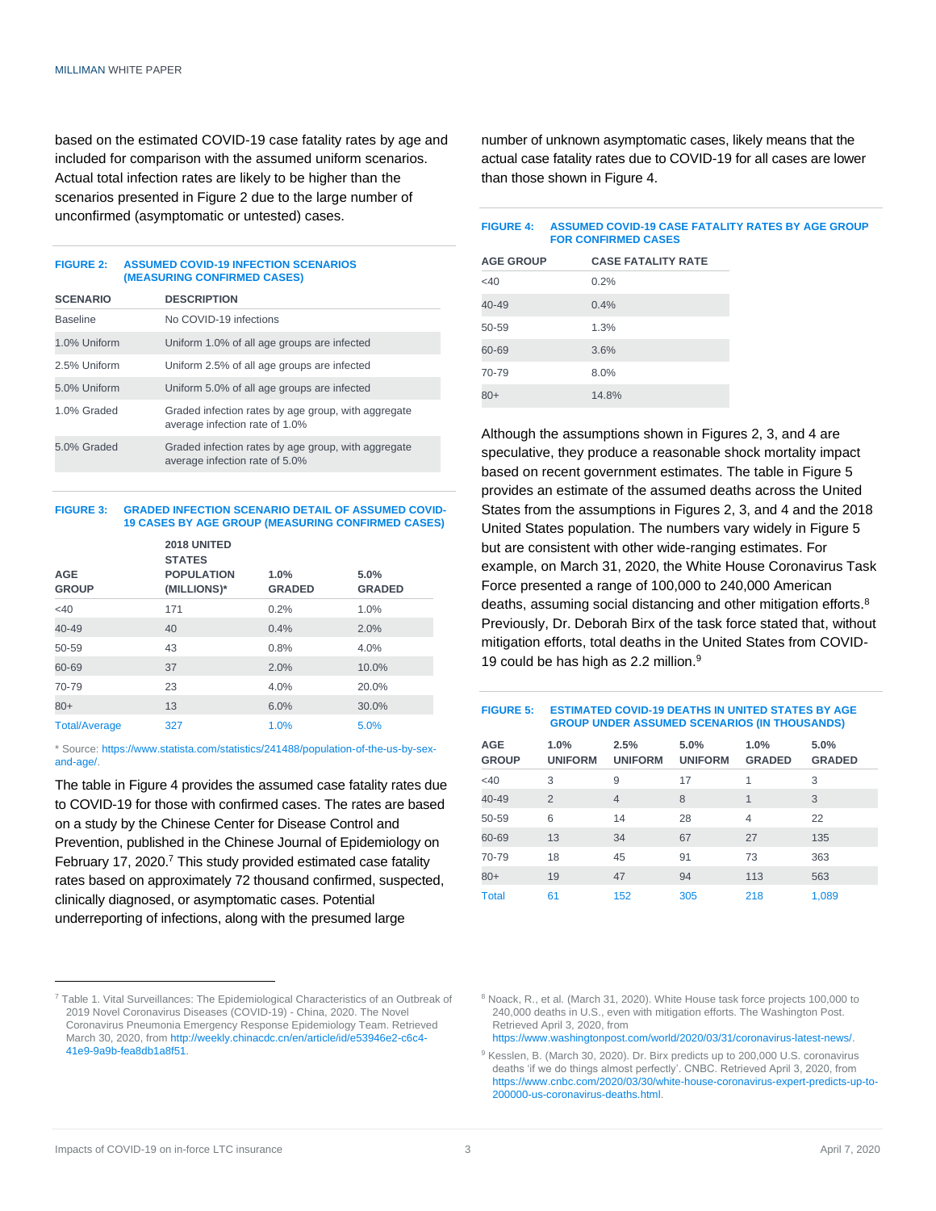based on the estimated COVID-19 case fatality rates by age and included for comparison with the assumed uniform scenarios. Actual total infection rates are likely to be higher than the scenarios presented in Figure 2 due to the large number of unconfirmed (asymptomatic or untested) cases.

**FIGURE 2: ASSUMED COVID-19 INFECTION SCENARIOS (MEASURING CONFIRMED CASES)**

| SCENARIO | DESCRIPTION |
|---|---|
| Baseline | No COVID-19 infections |
| 1.0% Uniform | Uniform 1.0% of all age groups are infected |
| 2.5% Uniform | Uniform 2.5% of all age groups are infected |
| 5.0% Uniform | Uniform 5.0% of all age groups are infected |
| 1.0% Graded | Graded infection rates by age group, with aggregate average infection rate of 1.0% |
| 5.0% Graded | Graded infection rates by age group, with aggregate average infection rate of 5.0% |

**FIGURE 3: GRADED INFECTION SCENARIO DETAIL OF ASSUMED COVID-19 CASES BY AGE GROUP (MEASURING CONFIRMED CASES)**

| AGE GROUP | 2018 UNITED STATES POPULATION (MILLIONS)* | 1.0% GRADED | 5.0% GRADED |
|---|---|---|---|
| <40 | 171 | 0.2% | 1.0% |
| 40-49 | 40 | 0.4% | 2.0% |
| 50-59 | 43 | 0.8% | 4.0% |
| 60-69 | 37 | 2.0% | 10.0% |
| 70-79 | 23 | 4.0% | 20.0% |
| 80+ | 13 | 6.0% | 30.0% |
| Total/Average | 327 | 1.0% | 5.0% |

* Source: https://www.statista.com/statistics/241488/population-of-the-us-by-sex-and-age/.

The table in Figure 4 provides the assumed case fatality rates due to COVID-19 for those with confirmed cases. The rates are based on a study by the Chinese Center for Disease Control and Prevention, published in the Chinese Journal of Epidemiology on February 17, 2020.[7] This study provided estimated case fatality rates based on approximately 72 thousand confirmed, suspected, clinically diagnosed, or asymptomatic cases. Potential underreporting of infections, along with the presumed large number of unknown asymptomatic cases, likely means that the actual case fatality rates due to COVID-19 for all cases are lower than those shown in Figure 4.

**FIGURE 4: ASSUMED COVID-19 CASE FATALITY RATES BY AGE GROUP FOR CONFIRMED CASES**

| AGE GROUP | CASE FATALITY RATE |
|---|---|
| <40 | 0.2% |
| 40-49 | 0.4% |
| 50-59 | 1.3% |
| 60-69 | 3.6% |
| 70-79 | 8.0% |
| 80+ | 14.8% |

Although the assumptions shown in Figures 2, 3, and 4 are speculative, they produce a reasonable shock mortality impact based on recent government estimates. The table in Figure 5 provides an estimate of the assumed deaths across the United States from the assumptions in Figures 2, 3, and 4 and the 2018 United States population. The numbers vary widely in Figure 5 but are consistent with other wide-ranging estimates. For example, on March 31, 2020, the White House Coronavirus Task Force presented a range of 100,000 to 240,000 American deaths, assuming social distancing and other mitigation efforts.[8] Previously, Dr. Deborah Birx of the task force stated that, without mitigation efforts, total deaths in the United States from COVID-19 could be has high as 2.2 million.[9]

**FIGURE 5: ESTIMATED COVID-19 DEATHS IN UNITED STATES BY AGE GROUP UNDER ASSUMED SCENARIOS (IN THOUSANDS)**

| AGE GROUP | 1.0% UNIFORM | 2.5% UNIFORM | 5.0% UNIFORM | 1.0% GRADED | 5.0% GRADED |
|---|---|---|---|---|---|
| <40 | 3 | 9 | 17 | 1 | 3 |
| 40-49 | 2 | 4 | 8 | 1 | 3 |
| 50-59 | 6 | 14 | 28 | 4 | 22 |
| 60-69 | 13 | 34 | 67 | 27 | 135 |
| 70-79 | 18 | 45 | 91 | 73 | 363 |
| 80+ | 19 | 47 | 94 | 113 | 563 |
| Total | 61 | 152 | 305 | 218 | 1,089 |

[7] Table 1. Vital Surveillances: The Epidemiological Characteristics of an Outbreak of 2019 Novel Coronavirus Diseases (COVID-19) - China, 2020. The Novel Coronavirus Pneumonia Emergency Response Epidemiology Team. Retrieved March 30, 2020, from http://weekly.chinacdc.cn/en/article/id/e53946e2-c6c4-41e9-9a9b-fea8db1a8f51.

[8] Noack, R., et al. (March 31, 2020). White House task force projects 100,000 to 240,000 deaths in U.S., even with mitigation efforts. The Washington Post. Retrieved April 3, 2020, from https://www.washingtonpost.com/world/2020/03/31/coronavirus-latest-news/.

[9] Kesslen, B. (March 30, 2020). Dr. Birx predicts up to 200,000 U.S. coronavirus deaths 'if we do things almost perfectly'. CNBC. Retrieved April 3, 2020, from https://www.cnbc.com/2020/03/30/white-house-coronavirus-expert-predicts-up-to-200000-us-coronavirus-deaths.html.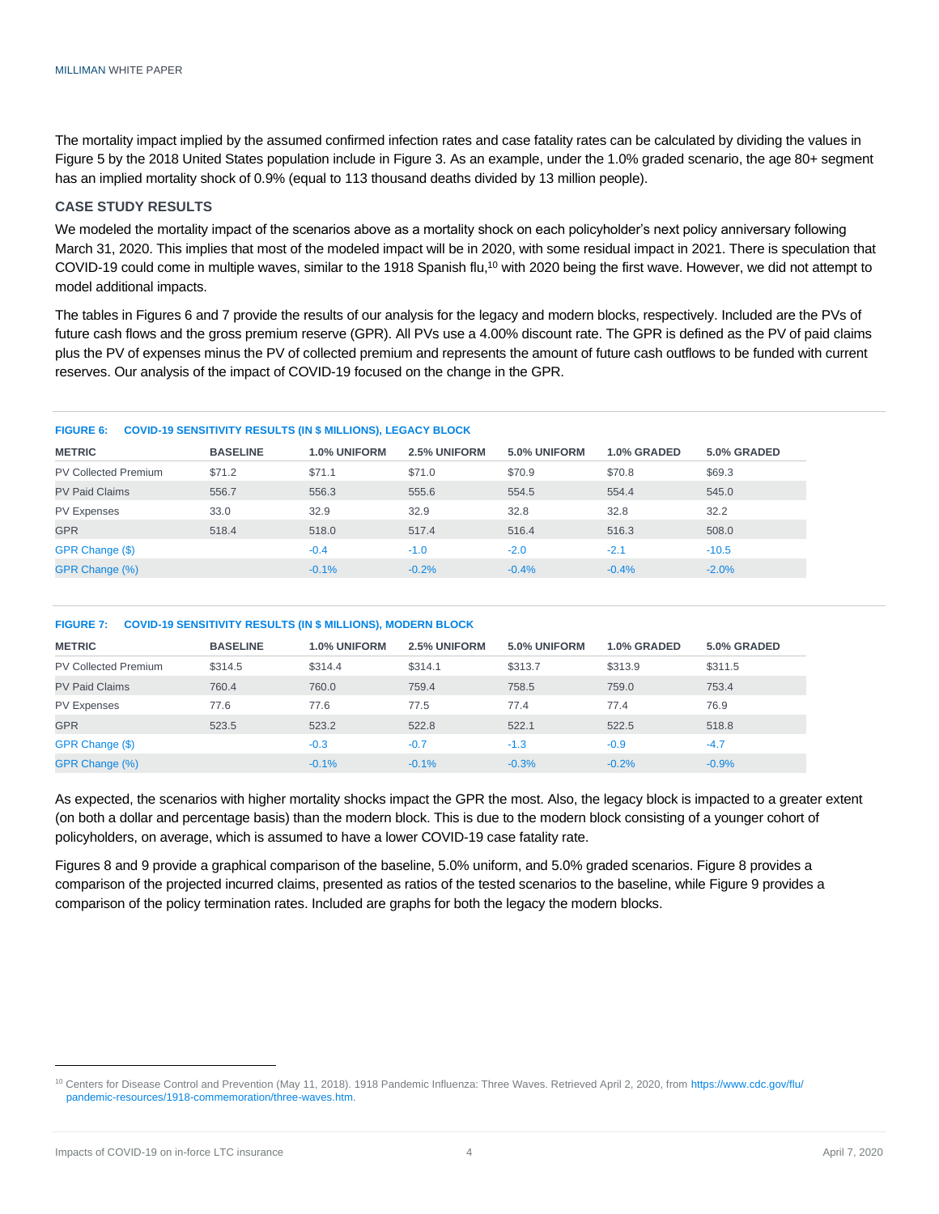The mortality impact implied by the assumed confirmed infection rates and case fatality rates can be calculated by dividing the values in Figure 5 by the 2018 United States population include in Figure 3. As an example, under the 1.0% graded scenario, the age 80+ segment has an implied mortality shock of 0.9% (equal to 113 thousand deaths divided by 13 million people).

## CASE STUDY RESULTS

We modeled the mortality impact of the scenarios above as a mortality shock on each policyholder's next policy anniversary following March 31, 2020. This implies that most of the modeled impact will be in 2020, with some residual impact in 2021. There is speculation that COVID-19 could come in multiple waves, similar to the 1918 Spanish flu,[10] with 2020 being the first wave. However, we did not attempt to model additional impacts.

The tables in Figures 6 and 7 provide the results of our analysis for the legacy and modern blocks, respectively. Included are the PVs of future cash flows and the gross premium reserve (GPR). All PVs use a 4.00% discount rate. The GPR is defined as the PV of paid claims plus the PV of expenses minus the PV of collected premium and represents the amount of future cash outflows to be funded with current reserves. Our analysis of the impact of COVID-19 focused on the change in the GPR.

**FIGURE 6: COVID-19 SENSITIVITY RESULTS (IN $ MILLIONS), LEGACY BLOCK**

| METRIC | BASELINE | 1.0% UNIFORM | 2.5% UNIFORM | 5.0% UNIFORM | 1.0% GRADED | 5.0% GRADED |
|---|---|---|---|---|---|---|
| PV Collected Premium | $71.2 | $71.1 | $71.0 | $70.9 | $70.8 | $69.3 |
| PV Paid Claims | 556.7 | 556.3 | 555.6 | 554.5 | 554.4 | 545.0 |
| PV Expenses | 33.0 | 32.9 | 32.9 | 32.8 | 32.8 | 32.2 |
| GPR | 518.4 | 518.0 | 517.4 | 516.4 | 516.3 | 508.0 |
| GPR Change ($) | | -0.4 | -1.0 | -2.0 | -2.1 | -10.5 |
| GPR Change (%) | | -0.1% | -0.2% | -0.4% | -0.4% | -2.0% |

**FIGURE 7: COVID-19 SENSITIVITY RESULTS (IN $ MILLIONS), MODERN BLOCK**

| METRIC | BASELINE | 1.0% UNIFORM | 2.5% UNIFORM | 5.0% UNIFORM | 1.0% GRADED | 5.0% GRADED |
|---|---|---|---|---|---|---|
| PV Collected Premium | $314.5 | $314.4 | $314.1 | $313.7 | $313.9 | $311.5 |
| PV Paid Claims | 760.4 | 760.0 | 759.4 | 758.5 | 759.0 | 753.4 |
| PV Expenses | 77.6 | 77.6 | 77.5 | 77.4 | 77.4 | 76.9 |
| GPR | 523.5 | 523.2 | 522.8 | 522.1 | 522.5 | 518.8 |
| GPR Change ($) | | -0.3 | -0.7 | -1.3 | -0.9 | -4.7 |
| GPR Change (%) | | -0.1% | -0.1% | -0.3% | -0.2% | -0.9% |

As expected, the scenarios with higher mortality shocks impact the GPR the most. Also, the legacy block is impacted to a greater extent (on both a dollar and percentage basis) than the modern block. This is due to the modern block consisting of a younger cohort of policyholders, on average, which is assumed to have a lower COVID-19 case fatality rate.

Figures 8 and 9 provide a graphical comparison of the baseline, 5.0% uniform, and 5.0% graded scenarios. Figure 8 provides a comparison of the projected incurred claims, presented as ratios of the tested scenarios to the baseline, while Figure 9 provides a comparison of the policy termination rates. Included are graphs for both the legacy the modern blocks.

[10] Centers for Disease Control and Prevention (May 11, 2018). 1918 Pandemic Influenza: Three Waves. Retrieved April 2, 2020, from https://www.cdc.gov/flu/pandemic-resources/1918-commemoration/three-waves.htm.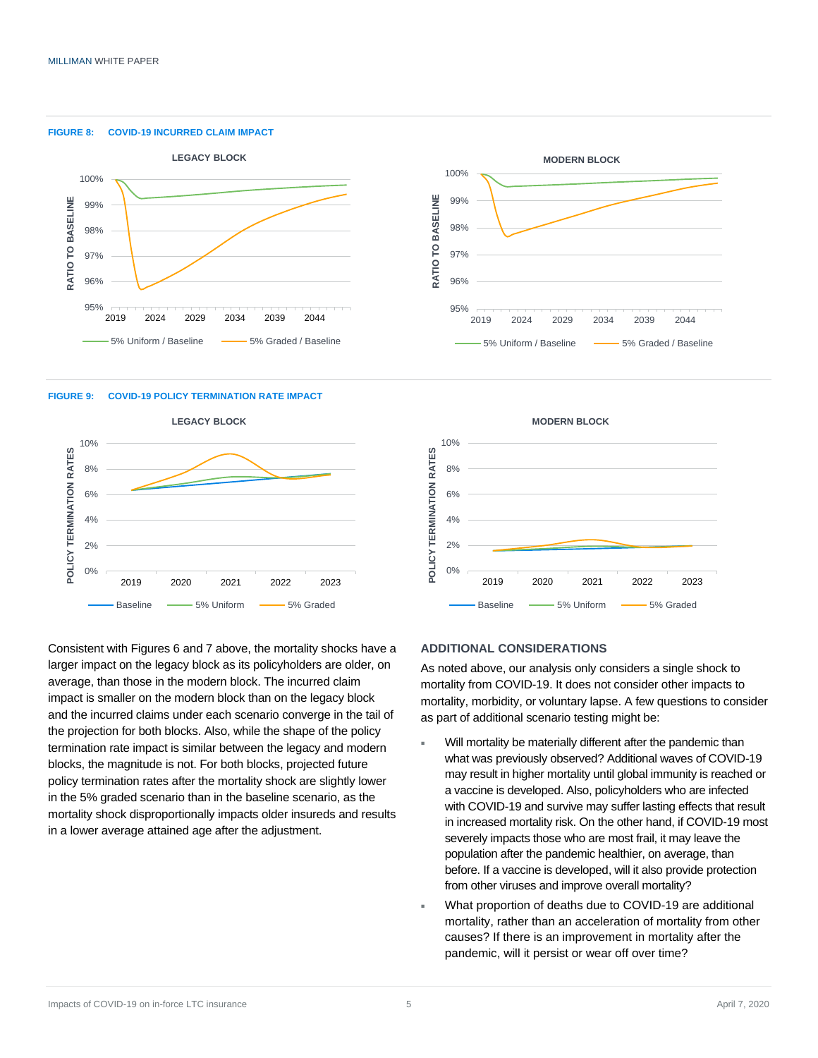**FIGURE 8: COVID-19 INCURRED CLAIM IMPACT**

LEGACY BLOCK

RATIO TO BASELINE

100%
99%
98%
97%
96%
95%

2019 2024 2029 2034 2039 2044

5% Uniform / Baseline
5% Graded / Baseline

MODERN BLOCK

RATIO TO BASELINE

100%
99%
98%
97%
96%
95%

2019 2024 2029 2034 2039 2044

5% Uniform / Baseline
5% Graded / Baseline

**FIGURE 9: COVID-19 POLICY TERMINATION RATE IMPACT**

LEGACY BLOCK

POLICY TERMINATION RATES

10%
8%
6%
4%
2%
0%

2019 2020 2021 2022 2023

Baseline
5% Uniform
5% Graded

MODERN BLOCK

POLICY TERMINATION RATES

10%
8%
6%
4%
2%
0%

2019 2020 2021 2022 2023

Baseline
5% Uniform
5% Graded

Consistent with Figures 6 and 7 above, the mortality shocks have a larger impact on the legacy block as its policyholders are older, on average, than those in the modern block. The incurred claim impact is smaller on the modern block than on the legacy block and the incurred claims under each scenario converge in the tail of the projection for both blocks. Also, while the shape of the policy termination rate impact is similar between the legacy and modern blocks, the magnitude is not. For both blocks, projected future policy termination rates after the mortality shock are slightly lower in the 5% graded scenario than in the baseline scenario, as the mortality shock disproportionally impacts older insureds and results in a lower average attained age after the adjustment.

## ADDITIONAL CONSIDERATIONS

As noted above, our analysis only considers a single shock to mortality from COVID-19. It does not consider other impacts to mortality, morbidity, or voluntary lapse. A few questions to consider as part of additional scenario testing might be:

- Will mortality be materially different after the pandemic than what was previously observed? Additional waves of COVID-19 may result in higher mortality until global immunity is reached or a vaccine is developed. Also, policyholders who are infected with COVID-19 and survive may suffer lasting effects that result in increased mortality risk. On the other hand, if COVID-19 most severely impacts those who are most frail, it may leave the population after the pandemic healthier, on average, than before. If a vaccine is developed, will it also provide protection from other viruses and improve overall mortality?
- What proportion of deaths due to COVID-19 are additional mortality, rather than an acceleration of mortality from other causes? If there is an improvement in mortality after the pandemic, will it persist or wear off over time?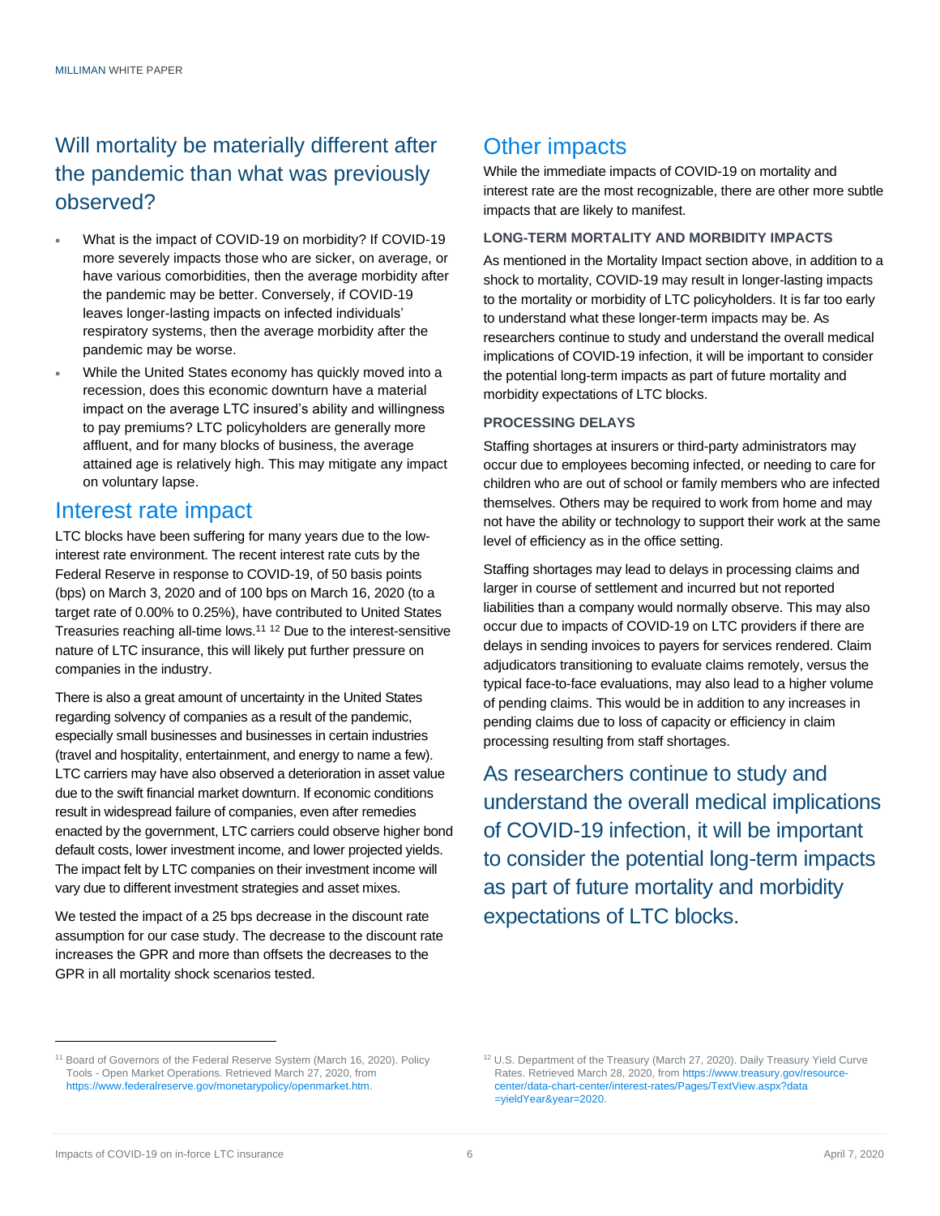## Will mortality be materially different after the pandemic than what was previously observed?

- What is the impact of COVID-19 on morbidity? If COVID-19 more severely impacts those who are sicker, on average, or have various comorbidities, then the average morbidity after the pandemic may be better. Conversely, if COVID-19 leaves longer-lasting impacts on infected individuals' respiratory systems, then the average morbidity after the pandemic may be worse.
- While the United States economy has quickly moved into a recession, does this economic downturn have a material impact on the average LTC insured's ability and willingness to pay premiums? LTC policyholders are generally more affluent, and for many blocks of business, the average attained age is relatively high. This may mitigate any impact on voluntary lapse.

## Interest rate impact

LTC blocks have been suffering for many years due to the low-interest rate environment. The recent interest rate cuts by the Federal Reserve in response to COVID-19, of 50 basis points (bps) on March 3, 2020 and of 100 bps on March 16, 2020 (to a target rate of 0.00% to 0.25%), have contributed to United States Treasuries reaching all-time lows.[11] [12] Due to the interest-sensitive nature of LTC insurance, this will likely put further pressure on companies in the industry.

There is also a great amount of uncertainty in the United States regarding solvency of companies as a result of the pandemic, especially small businesses and businesses in certain industries (travel and hospitality, entertainment, and energy to name a few). LTC carriers may have also observed a deterioration in asset value due to the swift financial market downturn. If economic conditions result in widespread failure of companies, even after remedies enacted by the government, LTC carriers could observe higher bond default costs, lower investment income, and lower projected yields. The impact felt by LTC companies on their investment income will vary due to different investment strategies and asset mixes.

We tested the impact of a 25 bps decrease in the discount rate assumption for our case study. The decrease to the discount rate increases the GPR and more than offsets the decreases to the GPR in all mortality shock scenarios tested.

## Other impacts

While the immediate impacts of COVID-19 on mortality and interest rate are the most recognizable, there are other more subtle impacts that are likely to manifest.

### LONG-TERM MORTALITY AND MORBIDITY IMPACTS

As mentioned in the Mortality Impact section above, in addition to a shock to mortality, COVID-19 may result in longer-lasting impacts to the mortality or morbidity of LTC policyholders. It is far too early to understand what these longer-term impacts may be. As researchers continue to study and understand the overall medical implications of COVID-19 infection, it will be important to consider the potential long-term impacts as part of future mortality and morbidity expectations of LTC blocks.

### PROCESSING DELAYS

Staffing shortages at insurers or third-party administrators may occur due to employees becoming infected, or needing to care for children who are out of school or family members who are infected themselves. Others may be required to work from home and may not have the ability or technology to support their work at the same level of efficiency as in the office setting.

Staffing shortages may lead to delays in processing claims and larger in course of settlement and incurred but not reported liabilities than a company would normally observe. This may also occur due to impacts of COVID-19 on LTC providers if there are delays in sending invoices to payers for services rendered. Claim adjudicators transitioning to evaluate claims remotely, versus the typical face-to-face evaluations, may also lead to a higher volume of pending claims. This would be in addition to any increases in pending claims due to loss of capacity or efficiency in claim processing resulting from staff shortages.

As researchers continue to study and understand the overall medical implications of COVID-19 infection, it will be important to consider the potential long-term impacts as part of future mortality and morbidity expectations of LTC blocks.

---

[11] Board of Governors of the Federal Reserve System (March 16, 2020). Policy Tools - Open Market Operations. Retrieved March 27, 2020, from https://www.federalreserve.gov/monetarypolicy/openmarket.htm.

[12] U.S. Department of the Treasury (March 27, 2020). Daily Treasury Yield Curve Rates. Retrieved March 28, 2020, from https://www.treasury.gov/resource-center/data-chart-center/interest-rates/Pages/TextView.aspx?data=yieldYear&year=2020.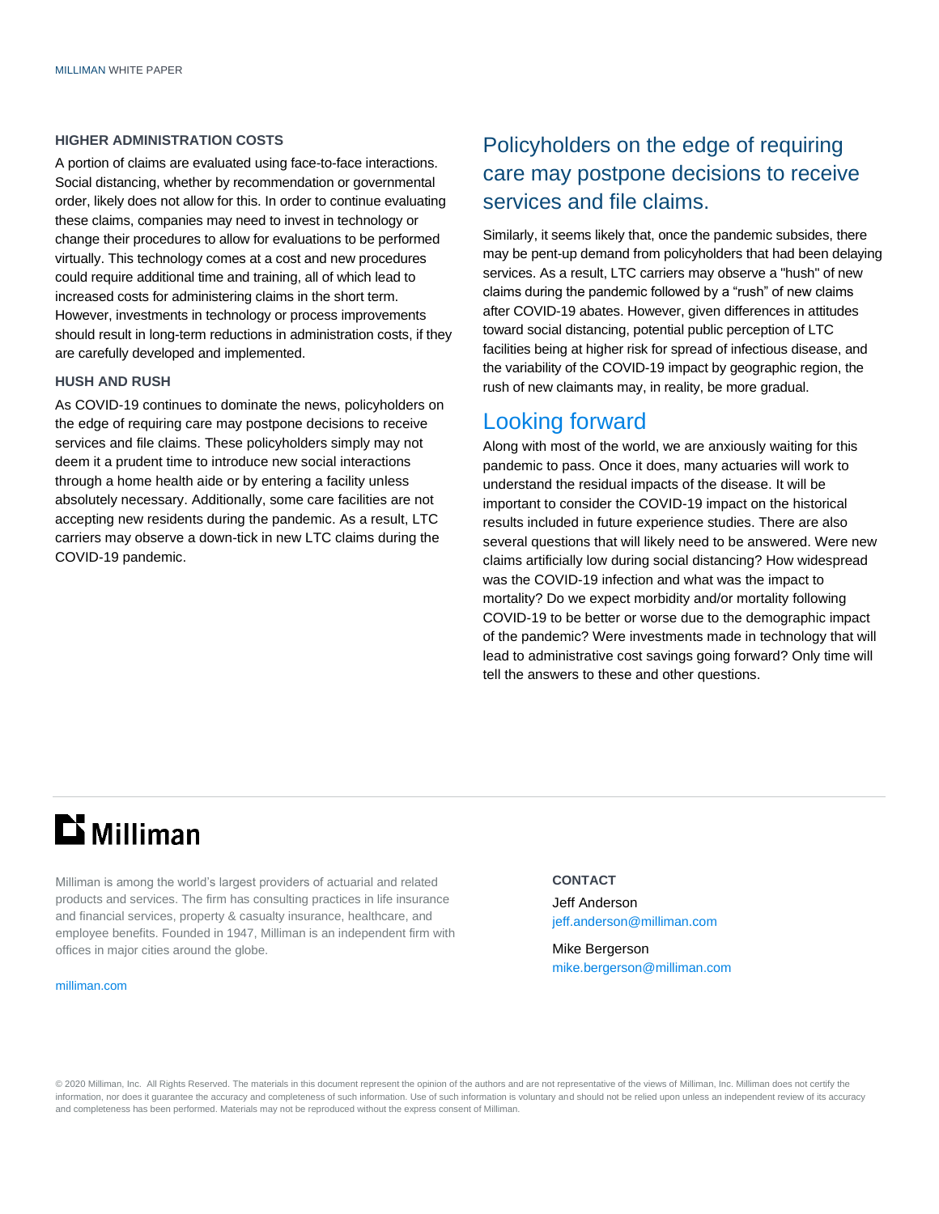### HIGHER ADMINISTRATION COSTS

A portion of claims are evaluated using face-to-face interactions. Social distancing, whether by recommendation or governmental order, likely does not allow for this. In order to continue evaluating these claims, companies may need to invest in technology or change their procedures to allow for evaluations to be performed virtually. This technology comes at a cost and new procedures could require additional time and training, all of which lead to increased costs for administering claims in the short term. However, investments in technology or process improvements should result in long-term reductions in administration costs, if they are carefully developed and implemented.

### HUSH AND RUSH

As COVID-19 continues to dominate the news, policyholders on the edge of requiring care may postpone decisions to receive services and file claims. These policyholders simply may not deem it a prudent time to introduce new social interactions through a home health aide or by entering a facility unless absolutely necessary. Additionally, some care facilities are not accepting new residents during the pandemic. As a result, LTC carriers may observe a down-tick in new LTC claims during the COVID-19 pandemic.

> Policyholders on the edge of requiring care may postpone decisions to receive services and file claims.

Similarly, it seems likely that, once the pandemic subsides, there may be pent-up demand from policyholders that had been delaying services. As a result, LTC carriers may observe a "hush" of new claims during the pandemic followed by a "rush" of new claims after COVID-19 abates. However, given differences in attitudes toward social distancing, potential public perception of LTC facilities being at higher risk for spread of infectious disease, and the variability of the COVID-19 impact by geographic region, the rush of new claimants may, in reality, be more gradual.

## Looking forward

Along with most of the world, we are anxiously waiting for this pandemic to pass. Once it does, many actuaries will work to understand the residual impacts of the disease. It will be important to consider the COVID-19 impact on the historical results included in future experience studies. There are also several questions that will likely need to be answered. Were new claims artificially low during social distancing? How widespread was the COVID-19 infection and what was the impact to mortality? Do we expect morbidity and/or mortality following COVID-19 to be better or worse due to the demographic impact of the pandemic? Were investments made in technology that will lead to administrative cost savings going forward? Only time will tell the answers to these and other questions.

---

**Milliman**

Milliman is among the world's largest providers of actuarial and related products and services. The firm has consulting practices in life insurance and financial services, property & casualty insurance, healthcare, and employee benefits. Founded in 1947, Milliman is an independent firm with offices in major cities around the globe.

milliman.com

**CONTACT**

Jeff Anderson
jeff.anderson@milliman.com

Mike Bergerson
mike.bergerson@milliman.com

© 2020 Milliman, Inc. All Rights Reserved. The materials in this document represent the opinion of the authors and are not representative of the views of Milliman, Inc. Milliman does not certify the information, nor does it guarantee the accuracy and completeness of such information. Use of such information is voluntary and should not be relied upon unless an independent review of its accuracy and completeness has been performed. Materials may not be reproduced without the express consent of Milliman.